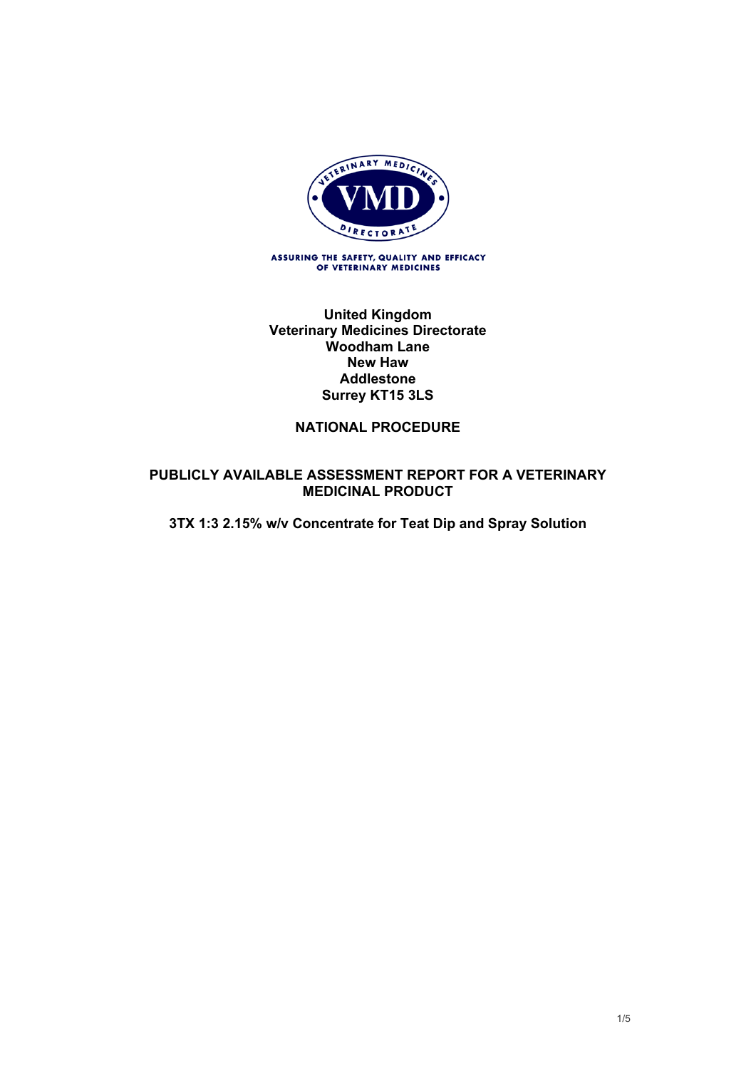ASSURING THE SAFETY, QUALITY AND EFFICACY OF VETERINARY MEDICINES

**United Kingdom**
**Veterinary Medicines Directorate**
**Woodham Lane**
**New Haw**
**Addlestone**
**Surrey KT15 3LS**

**NATIONAL PROCEDURE**

# PUBLICLY AVAILABLE ASSESSMENT REPORT FOR A VETERINARY MEDICINAL PRODUCT

## 3TX 1:3 2.15% w/v Concentrate for Teat Dip and Spray Solution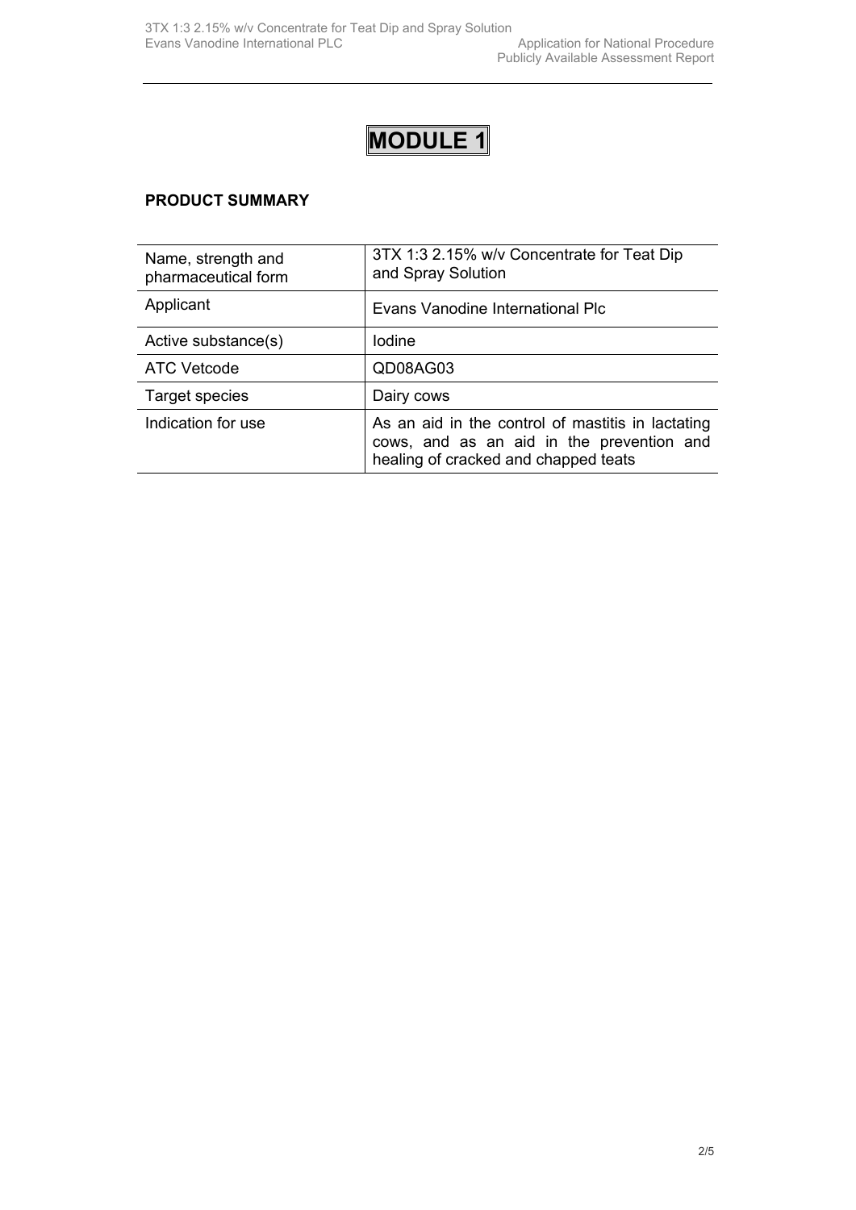# MODULE 1

**PRODUCT SUMMARY**

| Name, strength and pharmaceutical form | 3TX 1:3 2.15% w/v Concentrate for Teat Dip and Spray Solution |
|---|---|
| Applicant | Evans Vanodine International Plc |
| Active substance(s) | Iodine |
| ATC Vetcode | QD08AG03 |
| Target species | Dairy cows |
| Indication for use | As an aid in the control of mastitis in lactating cows, and as an aid in the prevention and healing of cracked and chapped teats |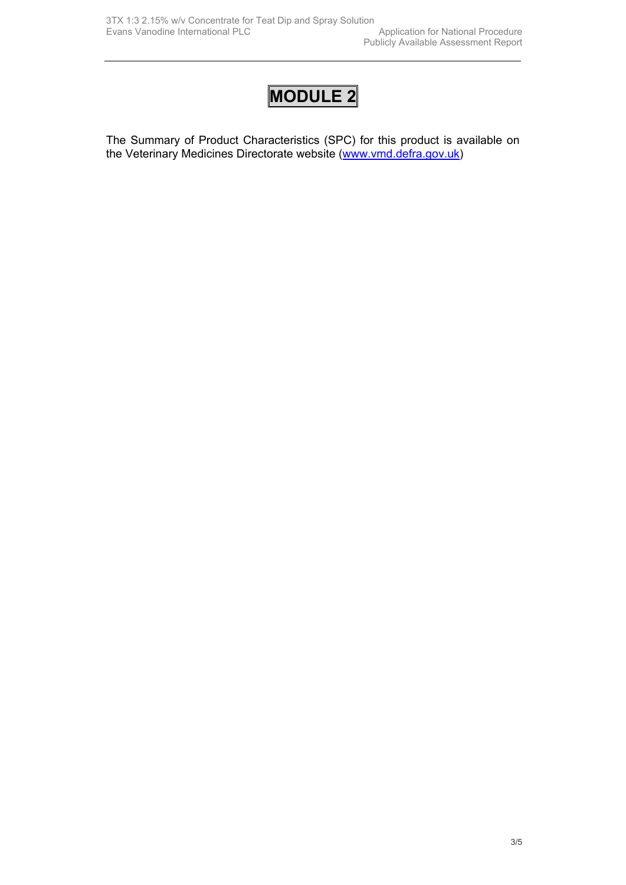# MODULE 2

The Summary of Product Characteristics (SPC) for this product is available on the Veterinary Medicines Directorate website (www.vmd.defra.gov.uk)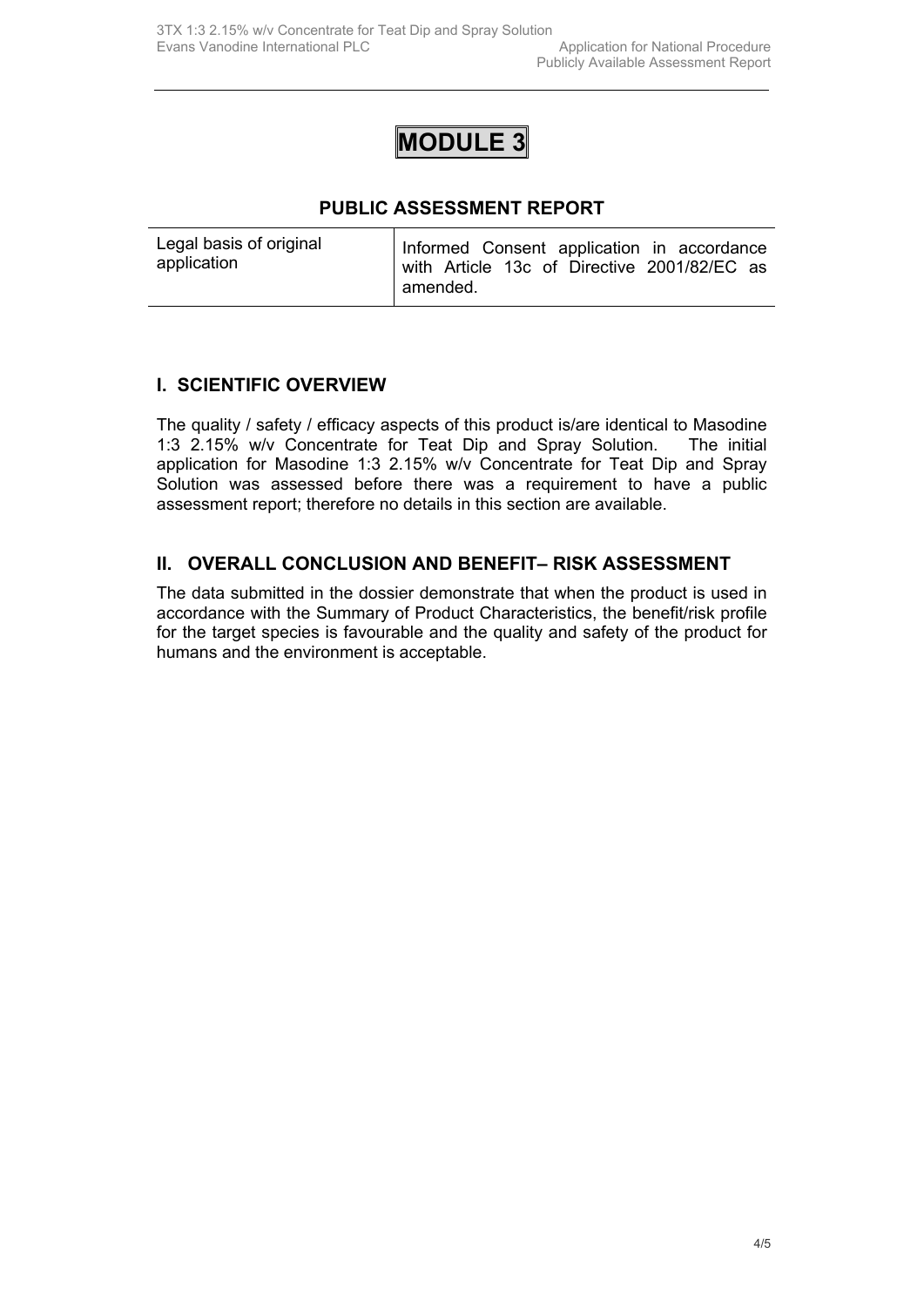# MODULE 3

## PUBLIC ASSESSMENT REPORT

| Legal basis of original application | Informed Consent application in accordance with Article 13c of Directive 2001/82/EC as amended. |
|---|---|

## I. SCIENTIFIC OVERVIEW

The quality / safety / efficacy aspects of this product is/are identical to Masodine 1:3 2.15% w/v Concentrate for Teat Dip and Spray Solution. The initial application for Masodine 1:3 2.15% w/v Concentrate for Teat Dip and Spray Solution was assessed before there was a requirement to have a public assessment report; therefore no details in this section are available.

## II. OVERALL CONCLUSION AND BENEFIT– RISK ASSESSMENT

The data submitted in the dossier demonstrate that when the product is used in accordance with the Summary of Product Characteristics, the benefit/risk profile for the target species is favourable and the quality and safety of the product for humans and the environment is acceptable.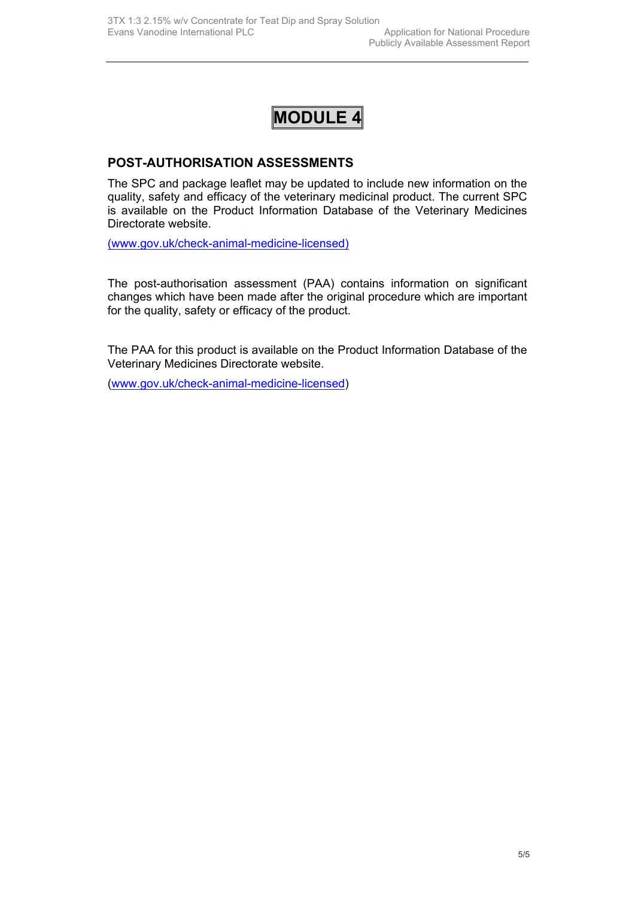# MODULE 4

## POST-AUTHORISATION ASSESSMENTS

The SPC and package leaflet may be updated to include new information on the quality, safety and efficacy of the veterinary medicinal product. The current SPC is available on the Product Information Database of the Veterinary Medicines Directorate website.

(www.gov.uk/check-animal-medicine-licensed)

The post-authorisation assessment (PAA) contains information on significant changes which have been made after the original procedure which are important for the quality, safety or efficacy of the product.

The PAA for this product is available on the Product Information Database of the Veterinary Medicines Directorate website.

(www.gov.uk/check-animal-medicine-licensed)